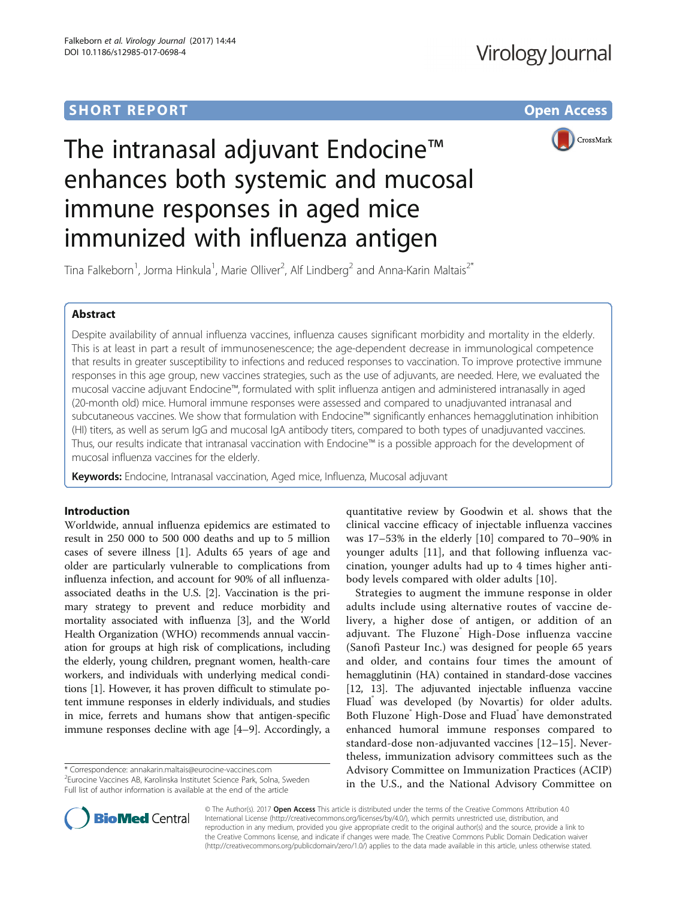SHORT REPORT

Open Access

# The intranasal adjuvant Endocine™ enhances both systemic and mucosal immune responses in aged mice immunized with influenza antigen

Tina Falkeborn[1], Jorma Hinkula[1], Marie Olliver[2], Alf Lindberg[2] and Anna-Karin Maltais[2*]

## Abstract

Despite availability of annual influenza vaccines, influenza causes significant morbidity and mortality in the elderly. This is at least in part a result of immunosenescence; the age-dependent decrease in immunological competence that results in greater susceptibility to infections and reduced responses to vaccination. To improve protective immune responses in this age group, new vaccines strategies, such as the use of adjuvants, are needed. Here, we evaluated the mucosal vaccine adjuvant Endocine™, formulated with split influenza antigen and administered intranasally in aged (20-month old) mice. Humoral immune responses were assessed and compared to unadjuvanted intranasal and subcutaneous vaccines. We show that formulation with Endocine™ significantly enhances hemagglutination inhibition (HI) titers, as well as serum IgG and mucosal IgA antibody titers, compared to both types of unadjuvanted vaccines. Thus, our results indicate that intranasal vaccination with Endocine™ is a possible approach for the development of mucosal influenza vaccines for the elderly.

**Keywords:** Endocine, Intranasal vaccination, Aged mice, Influenza, Mucosal adjuvant

## Introduction

Worldwide, annual influenza epidemics are estimated to result in 250 000 to 500 000 deaths and up to 5 million cases of severe illness [1]. Adults 65 years of age and older are particularly vulnerable to complications from influenza infection, and account for 90% of all influenza-associated deaths in the U.S. [2]. Vaccination is the primary strategy to prevent and reduce morbidity and mortality associated with influenza [3], and the World Health Organization (WHO) recommends annual vaccination for groups at high risk of complications, including the elderly, young children, pregnant women, health-care workers, and individuals with underlying medical conditions [1]. However, it has proven difficult to stimulate potent immune responses in elderly individuals, and studies in mice, ferrets and humans show that antigen-specific immune responses decline with age [4–9]. Accordingly, a quantitative review by Goodwin et al. shows that the clinical vaccine efficacy of injectable influenza vaccines was 17–53% in the elderly [10] compared to 70–90% in younger adults [11], and that following influenza vaccination, younger adults had up to 4 times higher antibody levels compared with older adults [10].

Strategies to augment the immune response in older adults include using alternative routes of vaccine delivery, a higher dose of antigen, or addition of an adjuvant. The Fluzone® High-Dose influenza vaccine (Sanofi Pasteur Inc.) was designed for people 65 years and older, and contains four times the amount of hemagglutinin (HA) contained in standard-dose vaccines [12, 13]. The adjuvanted injectable influenza vaccine Fluad® was developed (by Novartis) for older adults. Both Fluzone® High-Dose and Fluad® have demonstrated enhanced humoral immune responses compared to standard-dose non-adjuvanted vaccines [12–15]. Nevertheless, immunization advisory committees such as the Advisory Committee on Immunization Practices (ACIP) in the U.S., and the National Advisory Committee on

* Correspondence: annakarin.maltais@eurocine-vaccines.com
[2]Eurocine Vaccines AB, Karolinska Institutet Science Park, Solna, Sweden
Full list of author information is available at the end of the article

© The Author(s). 2017 **Open Access** This article is distributed under the terms of the Creative Commons Attribution 4.0 International License (http://creativecommons.org/licenses/by/4.0/), which permits unrestricted use, distribution, and reproduction in any medium, provided you give appropriate credit to the original author(s) and the source, provide a link to the Creative Commons license, and indicate if changes were made. The Creative Commons Public Domain Dedication waiver (http://creativecommons.org/publicdomain/zero/1.0/) applies to the data made available in this article, unless otherwise stated.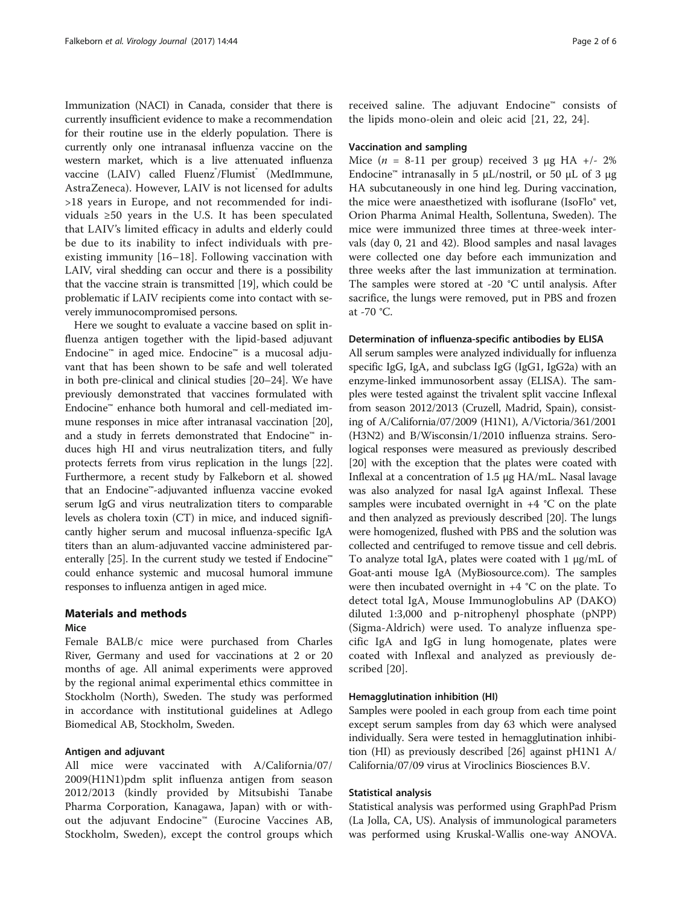Immunization (NACI) in Canada, consider that there is currently insufficient evidence to make a recommendation for their routine use in the elderly population. There is currently only one intranasal influenza vaccine on the western market, which is a live attenuated influenza vaccine (LAIV) called Fluenz®/Flumist® (MedImmune, AstraZeneca). However, LAIV is not licensed for adults >18 years in Europe, and not recommended for individuals ≥50 years in the U.S. It has been speculated that LAIV's limited efficacy in adults and elderly could be due to its inability to infect individuals with preexisting immunity [16–18]. Following vaccination with LAIV, viral shedding can occur and there is a possibility that the vaccine strain is transmitted [19], which could be problematic if LAIV recipients come into contact with severely immunocompromised persons.

Here we sought to evaluate a vaccine based on split influenza antigen together with the lipid-based adjuvant Endocine™ in aged mice. Endocine™ is a mucosal adjuvant that has been shown to be safe and well tolerated in both pre-clinical and clinical studies [20–24]. We have previously demonstrated that vaccines formulated with Endocine™ enhance both humoral and cell-mediated immune responses in mice after intranasal vaccination [20], and a study in ferrets demonstrated that Endocine™ induces high HI and virus neutralization titers, and fully protects ferrets from virus replication in the lungs [22]. Furthermore, a recent study by Falkeborn et al. showed that an Endocine™-adjuvanted influenza vaccine evoked serum IgG and virus neutralization titers to comparable levels as cholera toxin (CT) in mice, and induced significantly higher serum and mucosal influenza-specific IgA titers than an alum-adjuvanted vaccine administered parenterally [25]. In the current study we tested if Endocine™ could enhance systemic and mucosal humoral immune responses to influenza antigen in aged mice.

## Materials and methods

### Mice

Female BALB/c mice were purchased from Charles River, Germany and used for vaccinations at 2 or 20 months of age. All animal experiments were approved by the regional animal experimental ethics committee in Stockholm (North), Sweden. The study was performed in accordance with institutional guidelines at Adlego Biomedical AB, Stockholm, Sweden.

### Antigen and adjuvant

All mice were vaccinated with A/California/07/2009(H1N1)pdm split influenza antigen from season 2012/2013 (kindly provided by Mitsubishi Tanabe Pharma Corporation, Kanagawa, Japan) with or without the adjuvant Endocine™ (Eurocine Vaccines AB, Stockholm, Sweden), except the control groups which received saline. The adjuvant Endocine™ consists of the lipids mono-olein and oleic acid [21, 22, 24].

### Vaccination and sampling

Mice ($n$ = 8-11 per group) received 3 μg HA +/- 2% Endocine™ intranasally in 5 μL/nostril, or 50 μL of 3 μg HA subcutaneously in one hind leg. During vaccination, the mice were anaesthetized with isoflurane (IsoFlo® vet, Orion Pharma Animal Health, Sollentuna, Sweden). The mice were immunized three times at three-week intervals (day 0, 21 and 42). Blood samples and nasal lavages were collected one day before each immunization and three weeks after the last immunization at termination. The samples were stored at -20 °C until analysis. After sacrifice, the lungs were removed, put in PBS and frozen at -70 °C.

### Determination of influenza-specific antibodies by ELISA

All serum samples were analyzed individually for influenza specific IgG, IgA, and subclass IgG (IgG1, IgG2a) with an enzyme-linked immunosorbent assay (ELISA). The samples were tested against the trivalent split vaccine Inflexal from season 2012/2013 (Cruzell, Madrid, Spain), consisting of A/California/07/2009 (H1N1), A/Victoria/361/2001 (H3N2) and B/Wisconsin/1/2010 influenza strains. Serological responses were measured as previously described [20] with the exception that the plates were coated with Inflexal at a concentration of 1.5 μg HA/mL. Nasal lavage was also analyzed for nasal IgA against Inflexal. These samples were incubated overnight in +4 °C on the plate and then analyzed as previously described [20]. The lungs were homogenized, flushed with PBS and the solution was collected and centrifuged to remove tissue and cell debris. To analyze total IgA, plates were coated with 1 μg/mL of Goat-anti mouse IgA (MyBiosource.com). The samples were then incubated overnight in +4 °C on the plate. To detect total IgA, Mouse Immunoglobulins AP (DAKO) diluted 1:3,000 and p-nitrophenyl phosphate (pNPP) (Sigma-Aldrich) were used. To analyze influenza specific IgA and IgG in lung homogenate, plates were coated with Inflexal and analyzed as previously described [20].

### Hemagglutination inhibition (HI)

Samples were pooled in each group from each time point except serum samples from day 63 which were analysed individually. Sera were tested in hemagglutination inhibition (HI) as previously described [26] against pH1N1 A/California/07/09 virus at Viroclinics Biosciences B.V.

### Statistical analysis

Statistical analysis was performed using GraphPad Prism (La Jolla, CA, US). Analysis of immunological parameters was performed using Kruskal-Wallis one-way ANOVA.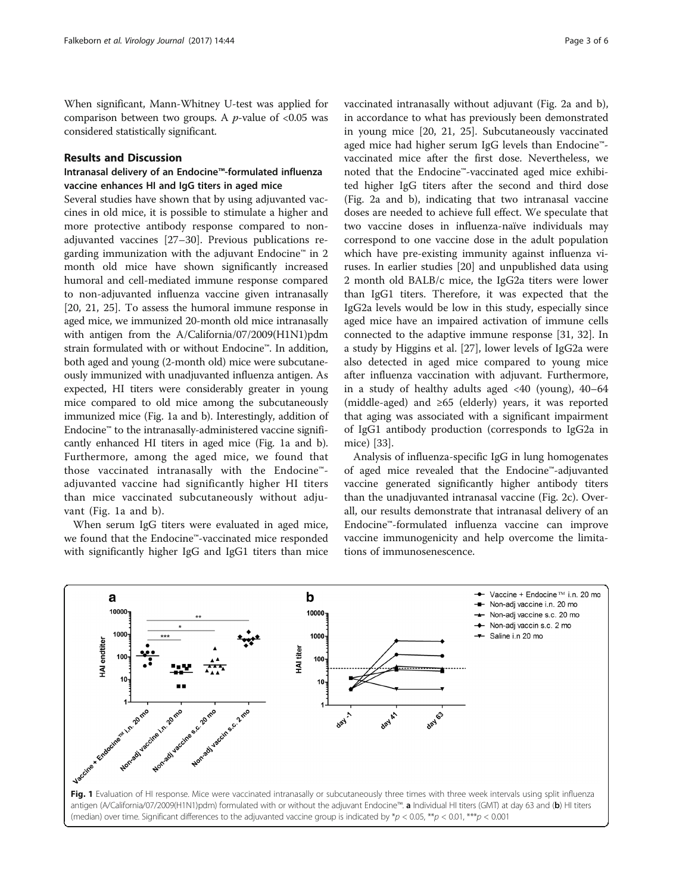When significant, Mann-Whitney U-test was applied for comparison between two groups. A $p$-value of <0.05 was considered statistically significant.

## Results and Discussion

### Intranasal delivery of an Endocine™-formulated influenza vaccine enhances HI and IgG titers in aged mice

Several studies have shown that by using adjuvanted vaccines in old mice, it is possible to stimulate a higher and more protective antibody response compared to non-adjuvanted vaccines [27–30]. Previous publications regarding immunization with the adjuvant Endocine™ in 2 month old mice have shown significantly increased humoral and cell-mediated immune response compared to non-adjuvanted influenza vaccine given intranasally [20, 21, 25]. To assess the humoral immune response in aged mice, we immunized 20-month old mice intranasally with antigen from the A/California/07/2009(H1N1)pdm strain formulated with or without Endocine™. In addition, both aged and young (2-month old) mice were subcutaneously immunized with unadjuvanted influenza antigen. As expected, HI titers were considerably greater in young mice compared to old mice among the subcutaneously immunized mice (Fig. 1a and b). Interestingly, addition of Endocine™ to the intranasally-administered vaccine significantly enhanced HI titers in aged mice (Fig. 1a and b). Furthermore, among the aged mice, we found that those vaccinated intranasally with the Endocine™-adjuvanted vaccine had significantly higher HI titers than mice vaccinated subcutaneously without adjuvant (Fig. 1a and b).

When serum IgG titers were evaluated in aged mice, we found that the Endocine™-vaccinated mice responded with significantly higher IgG and IgG1 titers than mice vaccinated intranasally without adjuvant (Fig. 2a and b), in accordance to what has previously been demonstrated in young mice [20, 21, 25]. Subcutaneously vaccinated aged mice had higher serum IgG levels than Endocine™-vaccinated mice after the first dose. Nevertheless, we noted that the Endocine™-vaccinated aged mice exhibited higher IgG titers after the second and third dose (Fig. 2a and b), indicating that two intranasal vaccine doses are needed to achieve full effect. We speculate that two vaccine doses in influenza-naïve individuals may correspond to one vaccine dose in the adult population which have pre-existing immunity against influenza viruses. In earlier studies [20] and unpublished data using 2 month old BALB/c mice, the IgG2a titers were lower than IgG1 titers. Therefore, it was expected that the IgG2a levels would be low in this study, especially since aged mice have an impaired activation of immune cells connected to the adaptive immune response [31, 32]. In a study by Higgins et al. [27], lower levels of IgG2a were also detected in aged mice compared to young mice after influenza vaccination with adjuvant. Furthermore, in a study of healthy adults aged <40 (young), 40–64 (middle-aged) and ≥65 (elderly) years, it was reported that aging was associated with a significant impairment of IgG1 antibody production (corresponds to IgG2a in mice) [33].

Analysis of influenza-specific IgG in lung homogenates of aged mice revealed that the Endocine™-adjuvanted vaccine generated significantly higher antibody titers than the unadjuvanted intranasal vaccine (Fig. 2c). Overall, our results demonstrate that intranasal delivery of an Endocine™-formulated influenza vaccine can improve vaccine immunogenicity and help overcome the limitations of immunosenescence.

**Fig. 1** Evaluation of HI response. Mice were vaccinated intranasally or subcutaneously three times with three week intervals using split influenza antigen (A/California/07/2009(H1N1)pdm) formulated with or without the adjuvant Endocine™. **a** Individual HI titers (GMT) at day 63 and (**b**) HI titers (median) over time. Significant differences to the adjuvanted vaccine group is indicated by *$p < 0.05$, **$p < 0.01$, ***$p < 0.001$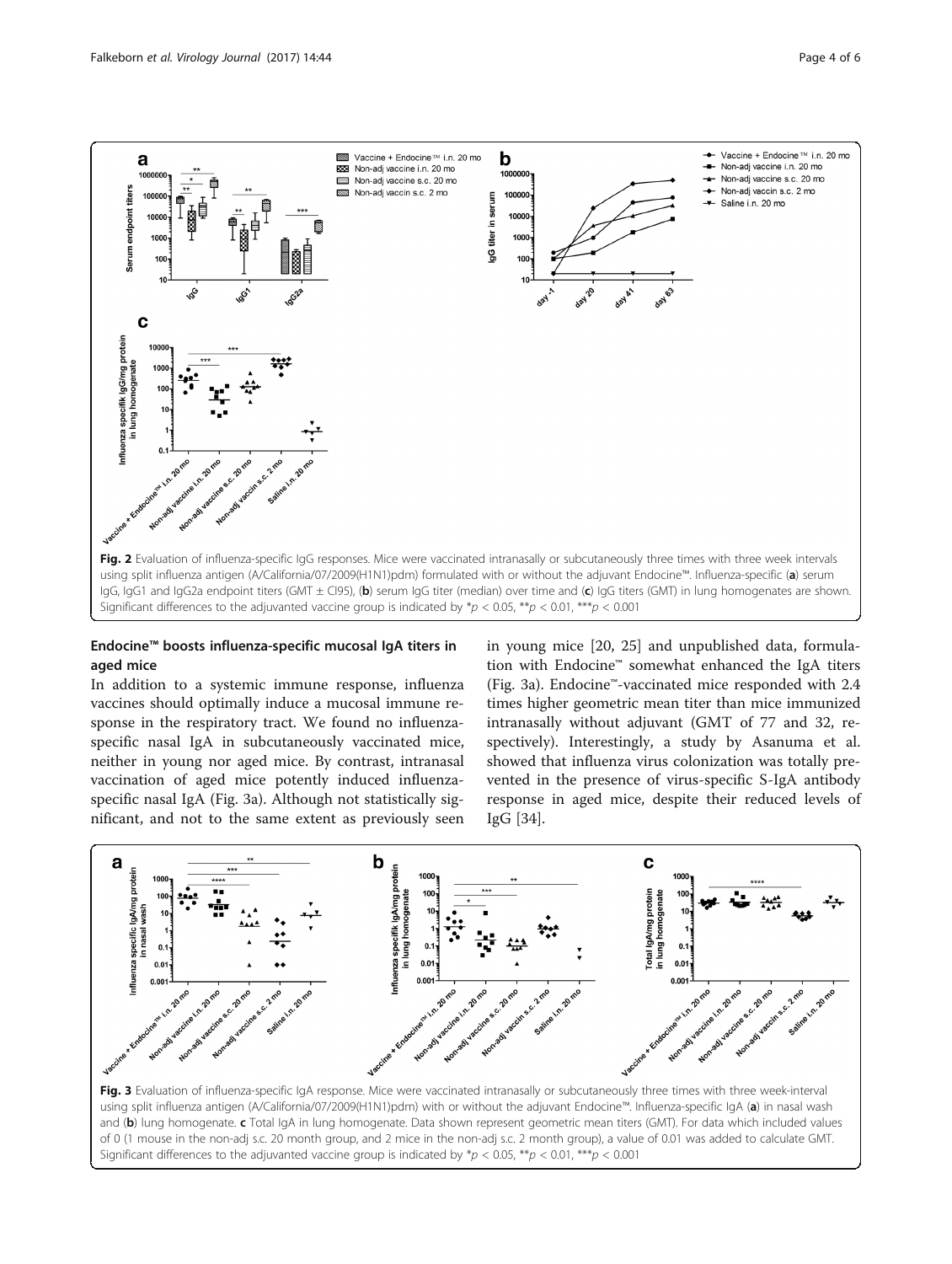Fig. 2 Evaluation of influenza-specific IgG responses. Mice were vaccinated intranasally or subcutaneously three times with three week intervals using split influenza antigen (A/California/07/2009(H1N1)pdm) formulated with or without the adjuvant Endocine™. Influenza-specific (**a**) serum IgG, IgG1 and IgG2a endpoint titers (GMT ± CI95), (**b**) serum IgG titer (median) over time and (**c**) IgG titers (GMT) in lung homogenates are shown. Significant differences to the adjuvanted vaccine group is indicated by $*p < 0.05$, $**p < 0.01$, $***p < 0.001$

## Endocine™ boosts influenza-specific mucosal IgA titers in aged mice

In addition to a systemic immune response, influenza vaccines should optimally induce a mucosal immune response in the respiratory tract. We found no influenza-specific nasal IgA in subcutaneously vaccinated mice, neither in young nor aged mice. By contrast, intranasal vaccination of aged mice potently induced influenza-specific nasal IgA (Fig. 3a). Although not statistically significant, and not to the same extent as previously seen in young mice [20, 25] and unpublished data, formulation with Endocine™ somewhat enhanced the IgA titers (Fig. 3a). Endocine™-vaccinated mice responded with 2.4 times higher geometric mean titer than mice immunized intranasally without adjuvant (GMT of 77 and 32, respectively). Interestingly, a study by Asanuma et al. showed that influenza virus colonization was totally prevented in the presence of virus-specific S-IgA antibody response in aged mice, despite their reduced levels of IgG [34].

Fig. 3 Evaluation of influenza-specific IgA response. Mice were vaccinated intranasally or subcutaneously three times with three week-interval using split influenza antigen (A/California/07/2009(H1N1)pdm) with or without the adjuvant Endocine™. Influenza-specific IgA (**a**) in nasal wash and (**b**) lung homogenate. **c** Total IgA in lung homogenate. Data shown represent geometric mean titers (GMT). For data which included values of 0 (1 mouse in the non-adj s.c. 20 month group, and 2 mice in the non-adj s.c. 2 month group), a value of 0.01 was added to calculate GMT. Significant differences to the adjuvanted vaccine group is indicated by $*p < 0.05$, $**p < 0.01$, $***p < 0.001$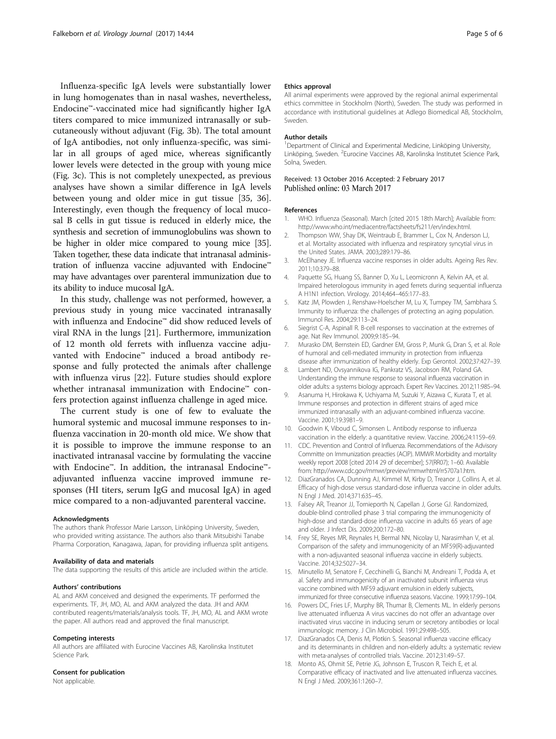Influenza-specific IgA levels were substantially lower in lung homogenates than in nasal washes, nevertheless, Endocine™-vaccinated mice had significantly higher IgA titers compared to mice immunized intranasally or subcutaneously without adjuvant (Fig. 3b). The total amount of IgA antibodies, not only influenza-specific, was similar in all groups of aged mice, whereas significantly lower levels were detected in the group with young mice (Fig. 3c). This is not completely unexpected, as previous analyses have shown a similar difference in IgA levels between young and older mice in gut tissue [35, 36]. Interestingly, even though the frequency of local mucosal B cells in gut tissue is reduced in elderly mice, the synthesis and secretion of immunoglobulins was shown to be higher in older mice compared to young mice [35]. Taken together, these data indicate that intranasal administration of influenza vaccine adjuvanted with Endocine™ may have advantages over parenteral immunization due to its ability to induce mucosal IgA.

In this study, challenge was not performed, however, a previous study in young mice vaccinated intranasally with influenza and Endocine™ did show reduced levels of viral RNA in the lungs [21]. Furthermore, immunization of 12 month old ferrets with influenza vaccine adjuvanted with Endocine™ induced a broad antibody response and fully protected the animals after challenge with influenza virus [22]. Future studies should explore whether intranasal immunization with Endocine™ confers protection against influenza challenge in aged mice.

The current study is one of few to evaluate the humoral systemic and mucosal immune responses to influenza vaccination in 20-month old mice. We show that it is possible to improve the immune response to an inactivated intranasal vaccine by formulating the vaccine with Endocine™. In addition, the intranasal Endocine™-adjuvanted influenza vaccine improved immune responses (HI titers, serum IgG and mucosal IgA) in aged mice compared to a non-adjuvanted parenteral vaccine.

#### Acknowledgments

The authors thank Professor Marie Larsson, Linköping University, Sweden, who provided writing assistance. The authors also thank Mitsubishi Tanabe Pharma Corporation, Kanagawa, Japan, for providing influenza split antigens.

#### Availability of data and materials

The data supporting the results of this article are included within the article.

#### Authors' contributions

AL and AKM conceived and designed the experiments. TF performed the experiments. TF, JH, MO, AL and AKM analyzed the data. JH and AKM contributed reagents/materials/analysis tools. TF, JH, MO, AL and AKM wrote the paper. All authors read and approved the final manuscript.

#### Competing interests

All authors are affiliated with Eurocine Vaccines AB, Karolinska Institutet Science Park.

#### Consent for publication

Not applicable.

#### Ethics approval

All animal experiments were approved by the regional animal experimental ethics committee in Stockholm (North), Sweden. The study was performed in accordance with institutional guidelines at Adlego Biomedical AB, Stockholm, Sweden.

#### Author details

[1]Department of Clinical and Experimental Medicine, Linköping University, Linköping, Sweden. [2]Eurocine Vaccines AB, Karolinska Institutet Science Park, Solna, Sweden.

Received: 13 October 2016 Accepted: 2 February 2017
Published online: 03 March 2017

#### References

1. WHO. Influenza (Seasonal). March [cited 2015 18th March]; Available from: http://www.who.int/mediacentre/factsheets/fs211/en/index.html.
2. Thompson WW, Shay DK, Weintraub E, Brammer L, Cox N, Anderson LJ, et al. Mortality associated with influenza and respiratory syncytial virus in the United States. JAMA. 2003;289:179–86.
3. McElhaney JE. Influenza vaccine responses in older adults. Ageing Res Rev. 2011;10:379–88.
4. Paquette SG, Huang SS, Banner D, Xu L, Leomicronn A, Kelvin AA, et al. Impaired heterologous immunity in aged ferrets during sequential influenza A H1N1 infection. Virology. 2014;464–465:177–83.
5. Katz JM, Plowden J, Renshaw-Hoelscher M, Lu X, Tumpey TM, Sambhara S. Immunity to influenza: the challenges of protecting an aging population. Immunol Res. 2004;29:113–24.
6. Siegrist C-A, Aspinall R. B-cell responses to vaccination at the extremes of age. Nat Rev Immunol. 2009;9:185–94.
7. Murasko DM, Bernstein ED, Gardner EM, Gross P, Munk G, Dran S, et al. Role of humoral and cell-mediated immunity in protection from influenza disease after immunization of healthy elderly. Exp Gerontol. 2002;37:427–39.
8. Lambert ND, Ovsyannikova IG, Pankratz VS, Jacobson RM, Poland GA. Understanding the immune response to seasonal influenza vaccination in older adults: a systems biology approach. Expert Rev Vaccines. 2012;11:985–94.
9. Asanuma H, Hirokawa K, Uchiyama M, Suzuki Y, Aizawa C, Kurata T, et al. Immune responses and protection in different strains of aged mice immunized intranasally with an adjuvant-combined influenza vaccine. Vaccine. 2001;19:3981–9.
10. Goodwin K, Viboud C, Simonsen L. Antibody response to influenza vaccination in the elderly: a quantitative review. Vaccine. 2006;24:1159–69.
11. CDC. Prevention and Control of Influenza. Recommendations of the Advisory Committe on Immunization preacties (ACIP). MMWR Morbidity and mortality weekly report 2008 [cited 2014 29 of december]; 57(RR07); 1–60. Available from: http://www.cdc.gov/mmwr/preview/mmwrhtml/rr5707a1.htm.
12. DiazGranados CA, Dunning AJ, Kimmel M, Kirby D, Treanor J, Collins A, et al. Efficacy of high-dose versus standard-dose influenza vaccine in older adults. N Engl J Med. 2014;371:635–45.
13. Falsey AR, Treanor JJ, Tornieporth N, Capellan J, Gorse GJ. Randomized, double-blind controlled phase 3 trial comparing the immunogenicity of high-dose and standard-dose influenza vaccine in adults 65 years of age and older. J Infect Dis. 2009;200:172–80.
14. Frey SE, Reyes MR, Reynales H, Bermal NN, Nicolay U, Narasimhan V, et al. Comparison of the safety and immunogenicity of an MF59(R)-adjuvanted with a non-adjuvanted seasonal influenza vaccine in elderly subjects. Vaccine. 2014;32:5027–34.
15. Minutello M, Senatore F, Cecchinelli G, Bianchi M, Andreani T, Podda A, et al. Safety and immunogenicity of an inactivated subunit influenza virus vaccine combined with MF59 adjuvant emulsion in elderly subjects, immunized for three consecutive influenza seasons. Vaccine. 1999;17:99–104.
16. Powers DC, Fries LF, Murphy BR, Thumar B, Clements ML. In elderly persons live attenuated influenza A virus vaccines do not offer an advantage over inactivated virus vaccine in inducing serum or secretory antibodies or local immunologic memory. J Clin Microbiol. 1991;29:498–505.
17. DiazGranados CA, Denis M, Plotkin S. Seasonal influenza vaccine efficacy and its determinants in children and non-elderly adults: a systematic review with meta-analyses of controlled trials. Vaccine. 2012;31:49–57.
18. Monto AS, Ohmit SE, Petrie JG, Johnson E, Truscon R, Teich E, et al. Comparative efficacy of inactivated and live attenuated influenza vaccines. N Engl J Med. 2009;361:1260–7.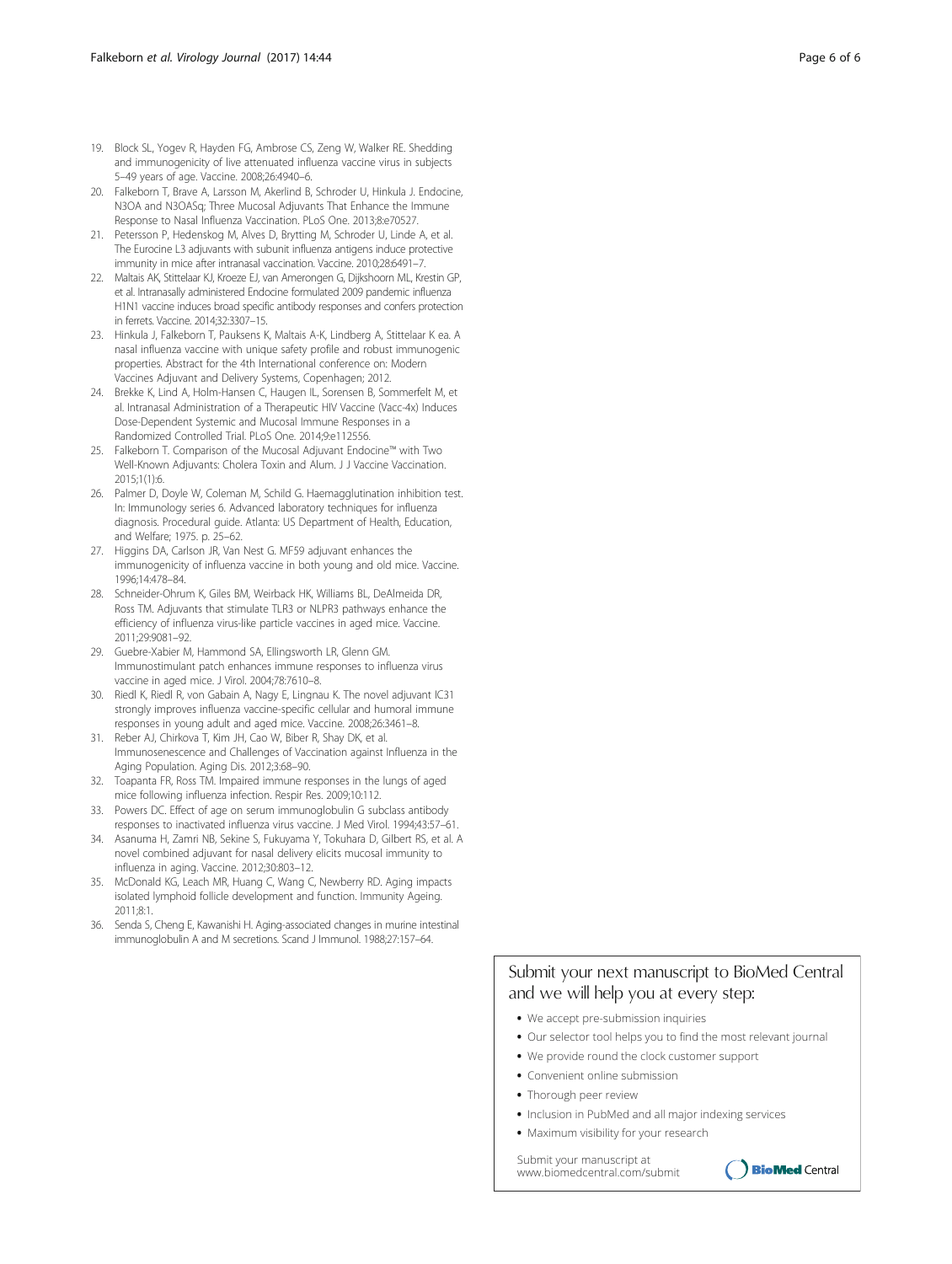19. Block SL, Yogev R, Hayden FG, Ambrose CS, Zeng W, Walker RE. Shedding and immunogenicity of live attenuated influenza vaccine virus in subjects 5–49 years of age. Vaccine. 2008;26:4940–6.
20. Falkeborn T, Brave A, Larsson M, Akerlind B, Schroder U, Hinkula J. Endocine, N3OA and N3OASq; Three Mucosal Adjuvants That Enhance the Immune Response to Nasal Influenza Vaccination. PLoS One. 2013;8:e70527.
21. Petersson P, Hedenskog M, Alves D, Brytting M, Schroder U, Linde A, et al. The Eurocine L3 adjuvants with subunit influenza antigens induce protective immunity in mice after intranasal vaccination. Vaccine. 2010;28:6491–7.
22. Maltais AK, Stittelaar KJ, Kroeze EJ, van Amerongen G, Dijkshoorn ML, Krestin GP, et al. Intranasally administered Endocine formulated 2009 pandemic influenza H1N1 vaccine induces broad specific antibody responses and confers protection in ferrets. Vaccine. 2014;32:3307–15.
23. Hinkula J, Falkeborn T, Pauksens K, Maltais A-K, Lindberg A, Stittelaar K ea. A nasal influenza vaccine with unique safety profile and robust immunogenic properties. Abstract for the 4th International conference on: Modern Vaccines Adjuvant and Delivery Systems, Copenhagen; 2012.
24. Brekke K, Lind A, Holm-Hansen C, Haugen IL, Sorensen B, Sommerfelt M, et al. Intranasal Administration of a Therapeutic HIV Vaccine (Vacc-4x) Induces Dose-Dependent Systemic and Mucosal Immune Responses in a Randomized Controlled Trial. PLoS One. 2014;9:e112556.
25. Falkeborn T. Comparison of the Mucosal Adjuvant Endocine™ with Two Well-Known Adjuvants: Cholera Toxin and Alum. J J Vaccine Vaccination. 2015;1(1):6.
26. Palmer D, Doyle W, Coleman M, Schild G. Haemagglutination inhibition test. In: Immunology series 6. Advanced laboratory techniques for influenza diagnosis. Procedural guide. Atlanta: US Department of Health, Education, and Welfare; 1975. p. 25–62.
27. Higgins DA, Carlson JR, Van Nest G. MF59 adjuvant enhances the immunogenicity of influenza vaccine in both young and old mice. Vaccine. 1996;14:478–84.
28. Schneider-Ohrum K, Giles BM, Weirback HK, Williams BL, DeAlmeida DR, Ross TM. Adjuvants that stimulate TLR3 or NLPR3 pathways enhance the efficiency of influenza virus-like particle vaccines in aged mice. Vaccine. 2011;29:9081–92.
29. Guebre-Xabier M, Hammond SA, Ellingsworth LR, Glenn GM. Immunostimulant patch enhances immune responses to influenza virus vaccine in aged mice. J Virol. 2004;78:7610–8.
30. Riedl K, Riedl R, von Gabain A, Nagy E, Lingnau K. The novel adjuvant IC31 strongly improves influenza vaccine-specific cellular and humoral immune responses in young adult and aged mice. Vaccine. 2008;26:3461–8.
31. Reber AJ, Chirkova T, Kim JH, Cao W, Biber R, Shay DK, et al. Immunosenescence and Challenges of Vaccination against Influenza in the Aging Population. Aging Dis. 2012;3:68–90.
32. Toapanta FR, Ross TM. Impaired immune responses in the lungs of aged mice following influenza infection. Respir Res. 2009;10:112.
33. Powers DC. Effect of age on serum immunoglobulin G subclass antibody responses to inactivated influenza virus vaccine. J Med Virol. 1994;43:57–61.
34. Asanuma H, Zamri NB, Sekine S, Fukuyama Y, Tokuhara D, Gilbert RS, et al. A novel combined adjuvant for nasal delivery elicits mucosal immunity to influenza in aging. Vaccine. 2012;30:803–12.
35. McDonald KG, Leach MR, Huang C, Wang C, Newberry RD. Aging impacts isolated lymphoid follicle development and function. Immunity Ageing. 2011;8:1.
36. Senda S, Cheng E, Kawanishi H. Aging-associated changes in murine intestinal immunoglobulin A and M secretions. Scand J Immunol. 1988;27:157–64.

Submit your next manuscript to BioMed Central and we will help you at every step:

- We accept pre-submission inquiries
- Our selector tool helps you to find the most relevant journal
- We provide round the clock customer support
- Convenient online submission
- Thorough peer review
- Inclusion in PubMed and all major indexing services
- Maximum visibility for your research

Submit your manuscript at www.biomedcentral.com/submit

BioMed Central